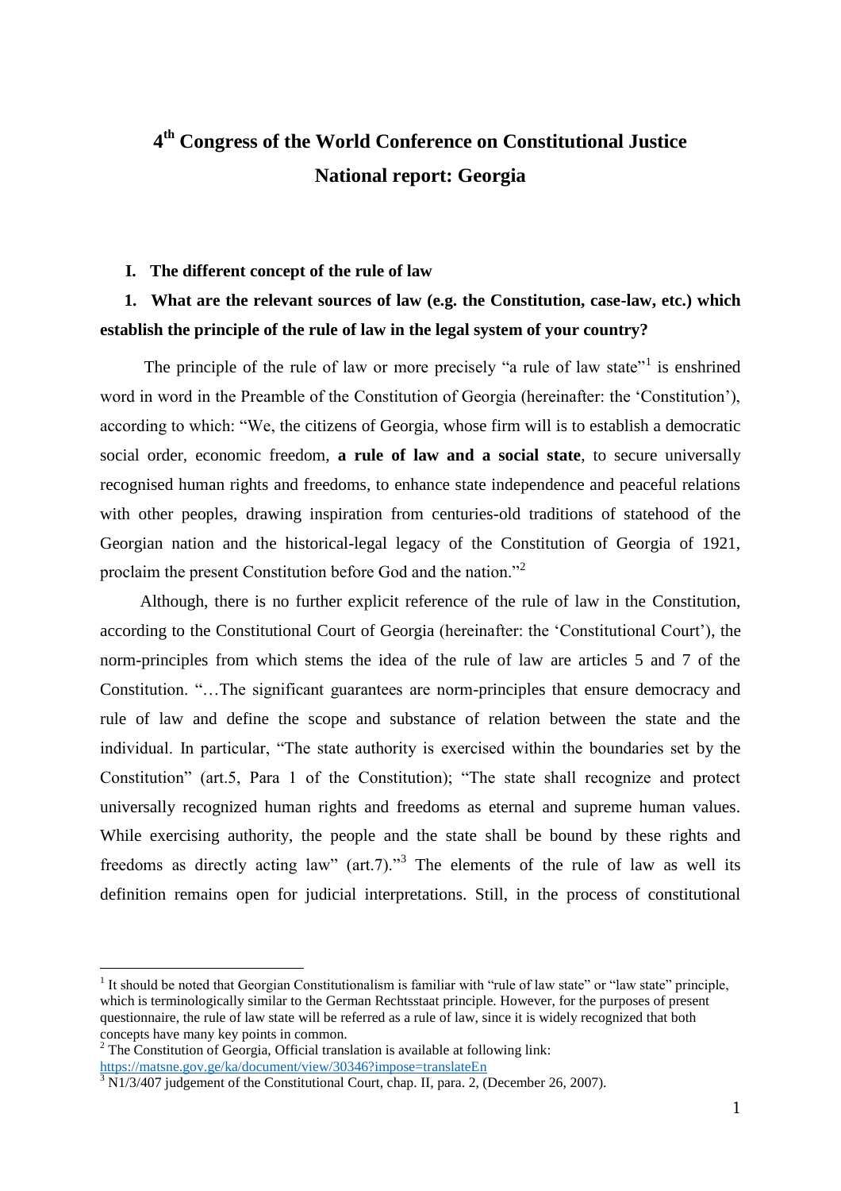# 4th Congress of the World Conference on Constitutional Justice

# National report: Georgia

## I. The different concept of the rule of law

### 1. What are the relevant sources of law (e.g. the Constitution, case-law, etc.) which establish the principle of the rule of law in the legal system of your country?

The principle of the rule of law or more precisely "a rule of law state"[1] is enshrined word in word in the Preamble of the Constitution of Georgia (hereinafter: the 'Constitution'), according to which: "We, the citizens of Georgia, whose firm will is to establish a democratic social order, economic freedom, **a rule of law and a social state**, to secure universally recognised human rights and freedoms, to enhance state independence and peaceful relations with other peoples, drawing inspiration from centuries-old traditions of statehood of the Georgian nation and the historical-legal legacy of the Constitution of Georgia of 1921, proclaim the present Constitution before God and the nation."[2]

Although, there is no further explicit reference of the rule of law in the Constitution, according to the Constitutional Court of Georgia (hereinafter: the 'Constitutional Court'), the norm-principles from which stems the idea of the rule of law are articles 5 and 7 of the Constitution. "…The significant guarantees are norm-principles that ensure democracy and rule of law and define the scope and substance of relation between the state and the individual. In particular, "The state authority is exercised within the boundaries set by the Constitution" (art.5, Para 1 of the Constitution); "The state shall recognize and protect universally recognized human rights and freedoms as eternal and supreme human values. While exercising authority, the people and the state shall be bound by these rights and freedoms as directly acting law" (art.7)."[3] The elements of the rule of law as well its definition remains open for judicial interpretations. Still, in the process of constitutional

---

[1] It should be noted that Georgian Constitutionalism is familiar with "rule of law state" or "law state" principle, which is terminologically similar to the German Rechtsstaat principle. However, for the purposes of present questionnaire, the rule of law state will be referred as a rule of law, since it is widely recognized that both concepts have many key points in common.

[2] The Constitution of Georgia, Official translation is available at following link: https://matsne.gov.ge/ka/document/view/30346?impose=translateEn

[3] N1/3/407 judgement of the Constitutional Court, chap. II, para. 2, (December 26, 2007).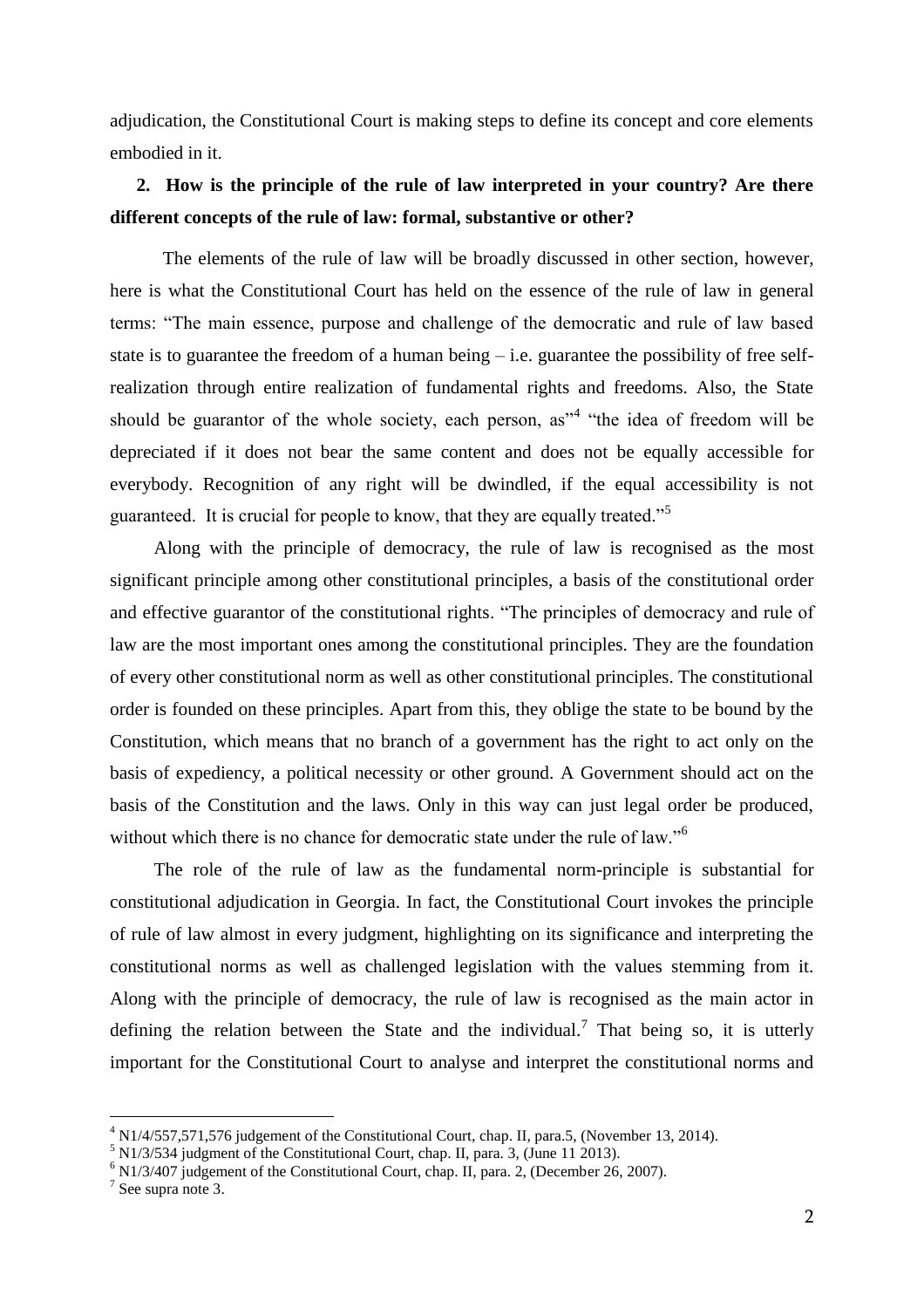adjudication, the Constitutional Court is making steps to define its concept and core elements embodied in it.

## 2. How is the principle of the rule of law interpreted in your country? Are there different concepts of the rule of law: formal, substantive or other?

The elements of the rule of law will be broadly discussed in other section, however, here is what the Constitutional Court has held on the essence of the rule of law in general terms: "The main essence, purpose and challenge of the democratic and rule of law based state is to guarantee the freedom of a human being – i.e. guarantee the possibility of free self-realization through entire realization of fundamental rights and freedoms. Also, the State should be guarantor of the whole society, each person, as"[4] "the idea of freedom will be depreciated if it does not bear the same content and does not be equally accessible for everybody. Recognition of any right will be dwindled, if the equal accessibility is not guaranteed. It is crucial for people to know, that they are equally treated."[5]

Along with the principle of democracy, the rule of law is recognised as the most significant principle among other constitutional principles, a basis of the constitutional order and effective guarantor of the constitutional rights. "The principles of democracy and rule of law are the most important ones among the constitutional principles. They are the foundation of every other constitutional norm as well as other constitutional principles. The constitutional order is founded on these principles. Apart from this, they oblige the state to be bound by the Constitution, which means that no branch of a government has the right to act only on the basis of expediency, a political necessity or other ground. A Government should act on the basis of the Constitution and the laws. Only in this way can just legal order be produced, without which there is no chance for democratic state under the rule of law."[6]

The role of the rule of law as the fundamental norm-principle is substantial for constitutional adjudication in Georgia. In fact, the Constitutional Court invokes the principle of rule of law almost in every judgment, highlighting on its significance and interpreting the constitutional norms as well as challenged legislation with the values stemming from it. Along with the principle of democracy, the rule of law is recognised as the main actor in defining the relation between the State and the individual.[7] That being so, it is utterly important for the Constitutional Court to analyse and interpret the constitutional norms and

---

[4] N1/4/557,571,576 judgement of the Constitutional Court, chap. II, para.5, (November 13, 2014).

[5] N1/3/534 judgment of the Constitutional Court, chap. II, para. 3, (June 11 2013).

[6] N1/3/407 judgement of the Constitutional Court, chap. II, para. 2, (December 26, 2007).

[7] See supra note 3.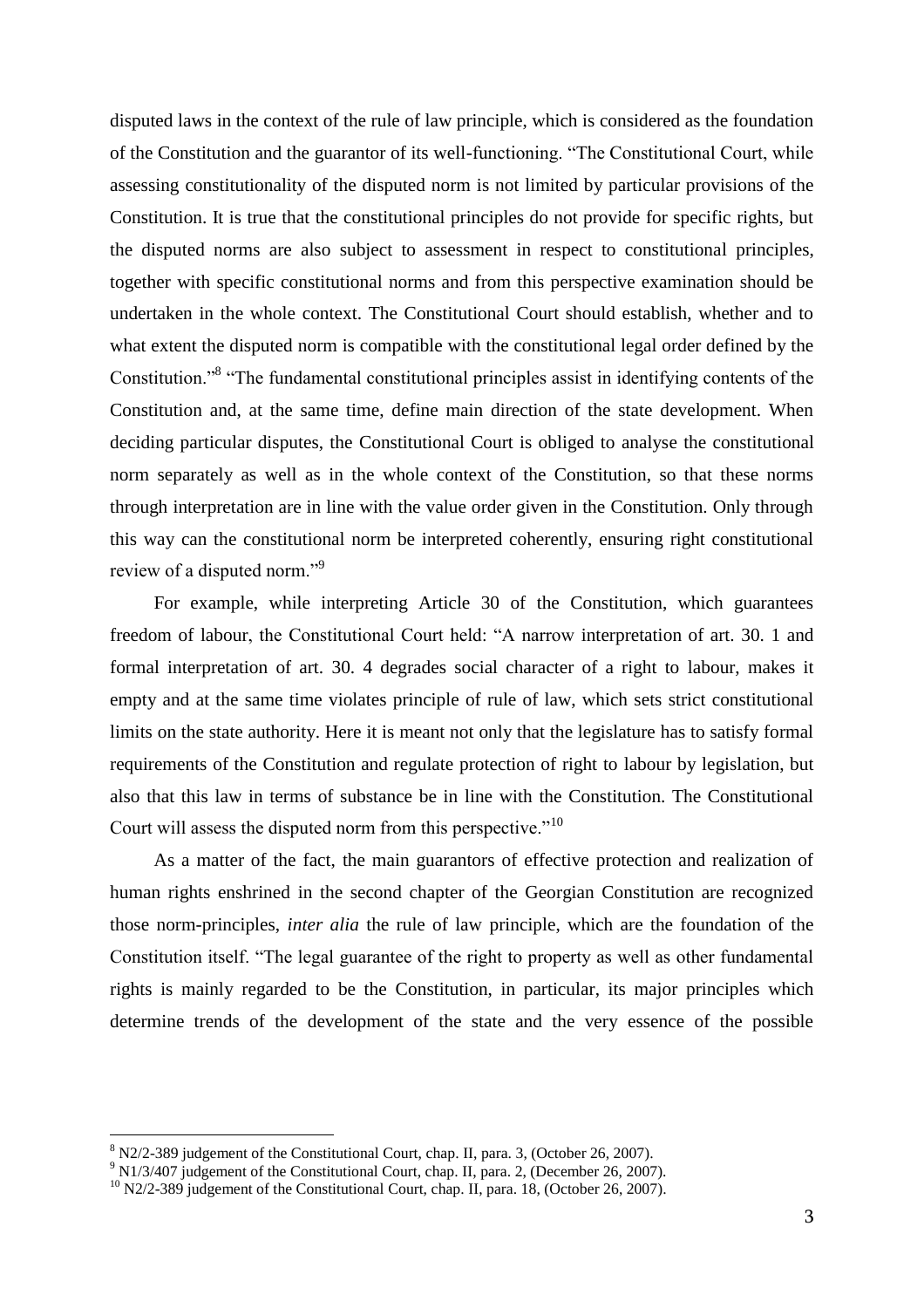disputed laws in the context of the rule of law principle, which is considered as the foundation of the Constitution and the guarantor of its well-functioning. "The Constitutional Court, while assessing constitutionality of the disputed norm is not limited by particular provisions of the Constitution. It is true that the constitutional principles do not provide for specific rights, but the disputed norms are also subject to assessment in respect to constitutional principles, together with specific constitutional norms and from this perspective examination should be undertaken in the whole context. The Constitutional Court should establish, whether and to what extent the disputed norm is compatible with the constitutional legal order defined by the Constitution."[8] "The fundamental constitutional principles assist in identifying contents of the Constitution and, at the same time, define main direction of the state development. When deciding particular disputes, the Constitutional Court is obliged to analyse the constitutional norm separately as well as in the whole context of the Constitution, so that these norms through interpretation are in line with the value order given in the Constitution. Only through this way can the constitutional norm be interpreted coherently, ensuring right constitutional review of a disputed norm."[9]

For example, while interpreting Article 30 of the Constitution, which guarantees freedom of labour, the Constitutional Court held: "A narrow interpretation of art. 30. 1 and formal interpretation of art. 30. 4 degrades social character of a right to labour, makes it empty and at the same time violates principle of rule of law, which sets strict constitutional limits on the state authority. Here it is meant not only that the legislature has to satisfy formal requirements of the Constitution and regulate protection of right to labour by legislation, but also that this law in terms of substance be in line with the Constitution. The Constitutional Court will assess the disputed norm from this perspective."[10]

As a matter of the fact, the main guarantors of effective protection and realization of human rights enshrined in the second chapter of the Georgian Constitution are recognized those norm-principles, *inter alia* the rule of law principle, which are the foundation of the Constitution itself. "The legal guarantee of the right to property as well as other fundamental rights is mainly regarded to be the Constitution, in particular, its major principles which determine trends of the development of the state and the very essence of the possible

---

[8] N2/2-389 judgement of the Constitutional Court, chap. II, para. 3, (October 26, 2007).

[9] N1/3/407 judgement of the Constitutional Court, chap. II, para. 2, (December 26, 2007).

[10] N2/2-389 judgement of the Constitutional Court, chap. II, para. 18, (October 26, 2007).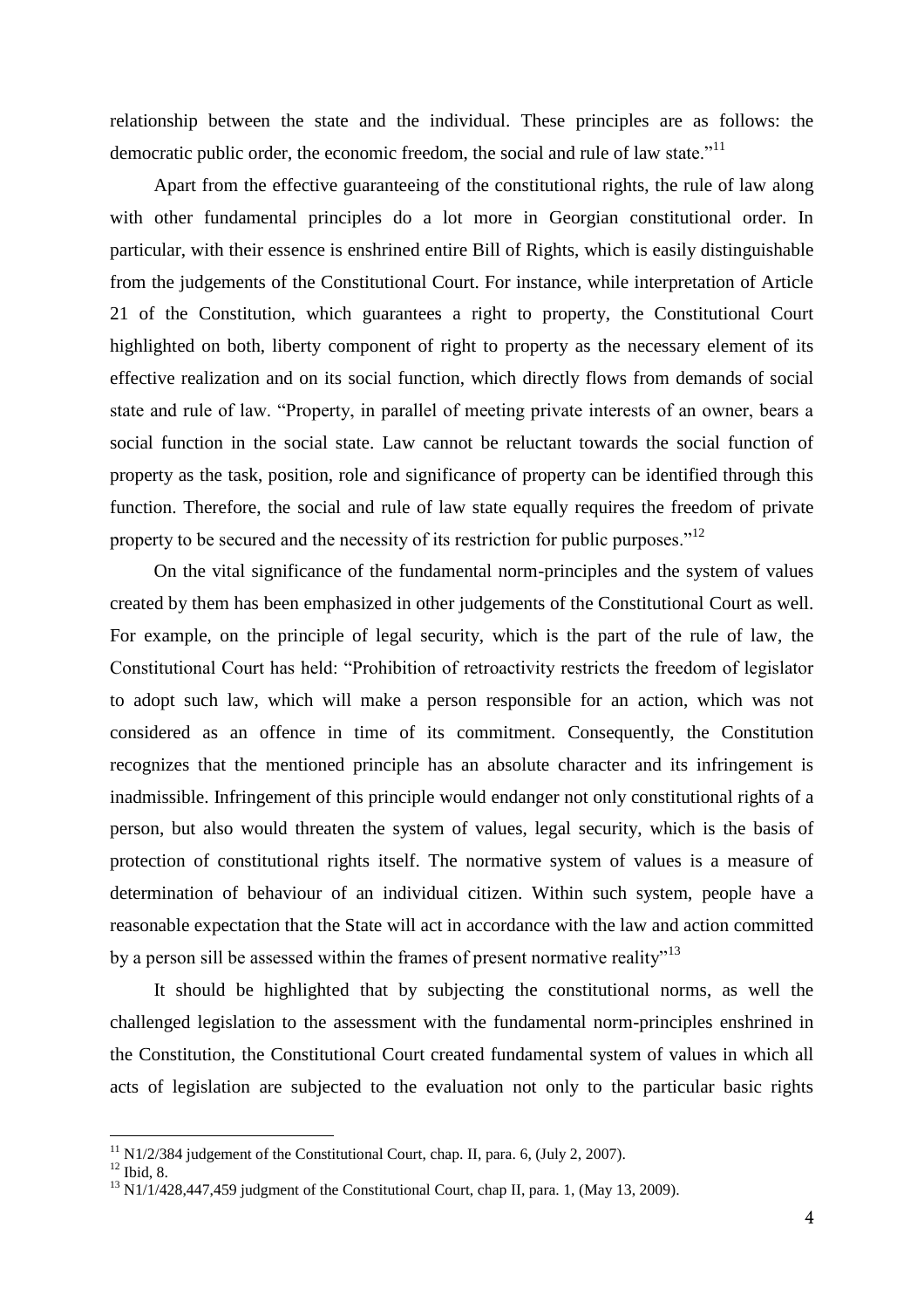relationship between the state and the individual. These principles are as follows: the democratic public order, the economic freedom, the social and rule of law state."[11]

Apart from the effective guaranteeing of the constitutional rights, the rule of law along with other fundamental principles do a lot more in Georgian constitutional order. In particular, with their essence is enshrined entire Bill of Rights, which is easily distinguishable from the judgements of the Constitutional Court. For instance, while interpretation of Article 21 of the Constitution, which guarantees a right to property, the Constitutional Court highlighted on both, liberty component of right to property as the necessary element of its effective realization and on its social function, which directly flows from demands of social state and rule of law. "Property, in parallel of meeting private interests of an owner, bears a social function in the social state. Law cannot be reluctant towards the social function of property as the task, position, role and significance of property can be identified through this function. Therefore, the social and rule of law state equally requires the freedom of private property to be secured and the necessity of its restriction for public purposes."[12]

On the vital significance of the fundamental norm-principles and the system of values created by them has been emphasized in other judgements of the Constitutional Court as well. For example, on the principle of legal security, which is the part of the rule of law, the Constitutional Court has held: "Prohibition of retroactivity restricts the freedom of legislator to adopt such law, which will make a person responsible for an action, which was not considered as an offence in time of its commitment. Consequently, the Constitution recognizes that the mentioned principle has an absolute character and its infringement is inadmissible. Infringement of this principle would endanger not only constitutional rights of a person, but also would threaten the system of values, legal security, which is the basis of protection of constitutional rights itself. The normative system of values is a measure of determination of behaviour of an individual citizen. Within such system, people have a reasonable expectation that the State will act in accordance with the law and action committed by a person sill be assessed within the frames of present normative reality"[13]

It should be highlighted that by subjecting the constitutional norms, as well the challenged legislation to the assessment with the fundamental norm-principles enshrined in the Constitution, the Constitutional Court created fundamental system of values in which all acts of legislation are subjected to the evaluation not only to the particular basic rights

---

[11] N1/2/384 judgement of the Constitutional Court, chap. II, para. 6, (July 2, 2007).

[12] Ibid, 8.

[13] N1/1/428,447,459 judgment of the Constitutional Court, chap II, para. 1, (May 13, 2009).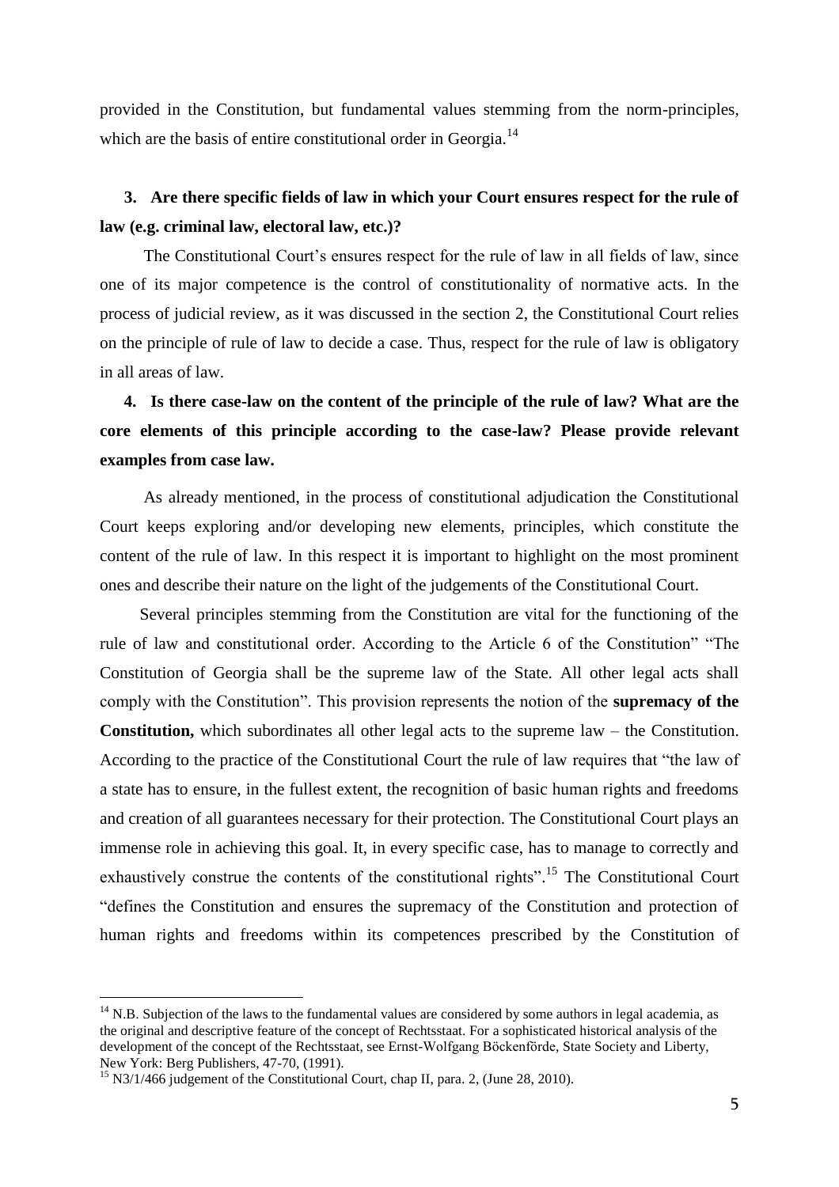provided in the Constitution, but fundamental values stemming from the norm-principles, which are the basis of entire constitutional order in Georgia.[14]

**3. Are there specific fields of law in which your Court ensures respect for the rule of law (e.g. criminal law, electoral law, etc.)?**

The Constitutional Court's ensures respect for the rule of law in all fields of law, since one of its major competence is the control of constitutionality of normative acts. In the process of judicial review, as it was discussed in the section 2, the Constitutional Court relies on the principle of rule of law to decide a case. Thus, respect for the rule of law is obligatory in all areas of law.

**4. Is there case-law on the content of the principle of the rule of law? What are the core elements of this principle according to the case-law? Please provide relevant examples from case law.**

As already mentioned, in the process of constitutional adjudication the Constitutional Court keeps exploring and/or developing new elements, principles, which constitute the content of the rule of law. In this respect it is important to highlight on the most prominent ones and describe their nature on the light of the judgements of the Constitutional Court.

Several principles stemming from the Constitution are vital for the functioning of the rule of law and constitutional order. According to the Article 6 of the Constitution" "The Constitution of Georgia shall be the supreme law of the State. All other legal acts shall comply with the Constitution". This provision represents the notion of the **supremacy of the Constitution,** which subordinates all other legal acts to the supreme law – the Constitution. According to the practice of the Constitutional Court the rule of law requires that "the law of a state has to ensure, in the fullest extent, the recognition of basic human rights and freedoms and creation of all guarantees necessary for their protection. The Constitutional Court plays an immense role in achieving this goal. It, in every specific case, has to manage to correctly and exhaustively construe the contents of the constitutional rights".[15] The Constitutional Court "defines the Constitution and ensures the supremacy of the Constitution and protection of human rights and freedoms within its competences prescribed by the Constitution of

---

[14] N.B. Subjection of the laws to the fundamental values are considered by some authors in legal academia, as the original and descriptive feature of the concept of Rechtsstaat. For a sophisticated historical analysis of the development of the concept of the Rechtsstaat, see Ernst-Wolfgang Böckenförde, State Society and Liberty, New York: Berg Publishers, 47-70, (1991).

[15] N3/1/466 judgement of the Constitutional Court, chap II, para. 2, (June 28, 2010).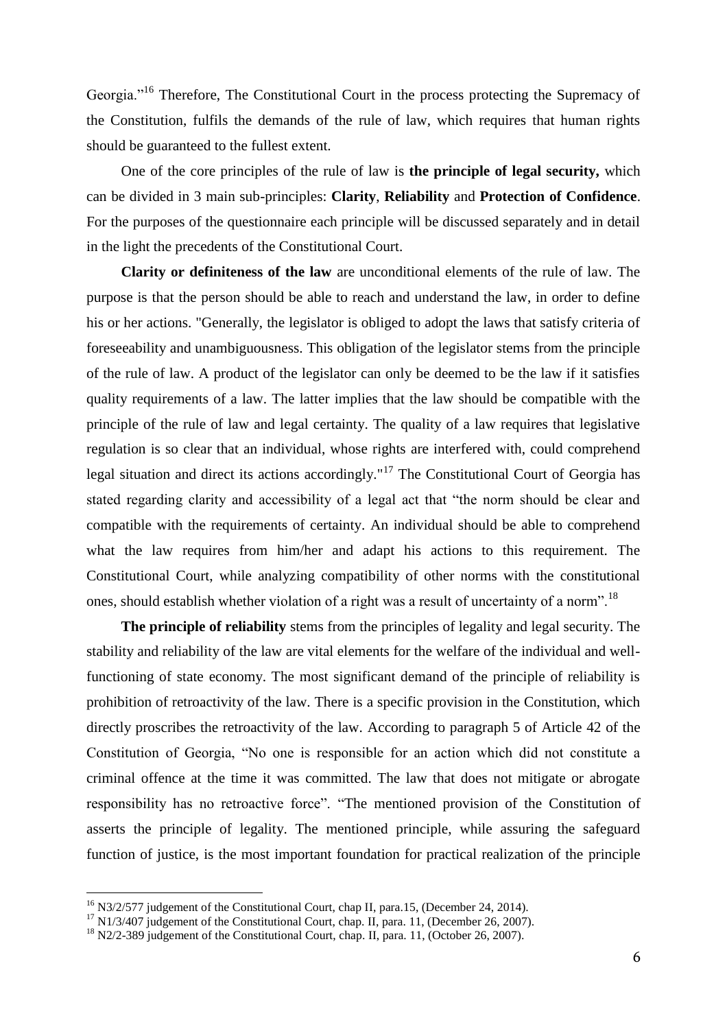Georgia."[16] Therefore, The Constitutional Court in the process protecting the Supremacy of the Constitution, fulfils the demands of the rule of law, which requires that human rights should be guaranteed to the fullest extent.

One of the core principles of the rule of law is **the principle of legal security,** which can be divided in 3 main sub-principles: **Clarity**, **Reliability** and **Protection of Confidence**. For the purposes of the questionnaire each principle will be discussed separately and in detail in the light the precedents of the Constitutional Court.

**Clarity or definiteness of the law** are unconditional elements of the rule of law. The purpose is that the person should be able to reach and understand the law, in order to define his or her actions. "Generally, the legislator is obliged to adopt the laws that satisfy criteria of foreseeability and unambiguousness. This obligation of the legislator stems from the principle of the rule of law. A product of the legislator can only be deemed to be the law if it satisfies quality requirements of a law. The latter implies that the law should be compatible with the principle of the rule of law and legal certainty. The quality of a law requires that legislative regulation is so clear that an individual, whose rights are interfered with, could comprehend legal situation and direct its actions accordingly."[17] The Constitutional Court of Georgia has stated regarding clarity and accessibility of a legal act that "the norm should be clear and compatible with the requirements of certainty. An individual should be able to comprehend what the law requires from him/her and adapt his actions to this requirement. The Constitutional Court, while analyzing compatibility of other norms with the constitutional ones, should establish whether violation of a right was a result of uncertainty of a norm".[18]

**The principle of reliability** stems from the principles of legality and legal security. The stability and reliability of the law are vital elements for the welfare of the individual and well-functioning of state economy. The most significant demand of the principle of reliability is prohibition of retroactivity of the law. There is a specific provision in the Constitution, which directly proscribes the retroactivity of the law. According to paragraph 5 of Article 42 of the Constitution of Georgia, "No one is responsible for an action which did not constitute a criminal offence at the time it was committed. The law that does not mitigate or abrogate responsibility has no retroactive force". "The mentioned provision of the Constitution of asserts the principle of legality. The mentioned principle, while assuring the safeguard function of justice, is the most important foundation for practical realization of the principle

---

[16] N3/2/577 judgement of the Constitutional Court, chap II, para.15, (December 24, 2014).

[17] N1/3/407 judgement of the Constitutional Court, chap. II, para. 11, (December 26, 2007).

[18] N2/2-389 judgement of the Constitutional Court, chap. II, para. 11, (October 26, 2007).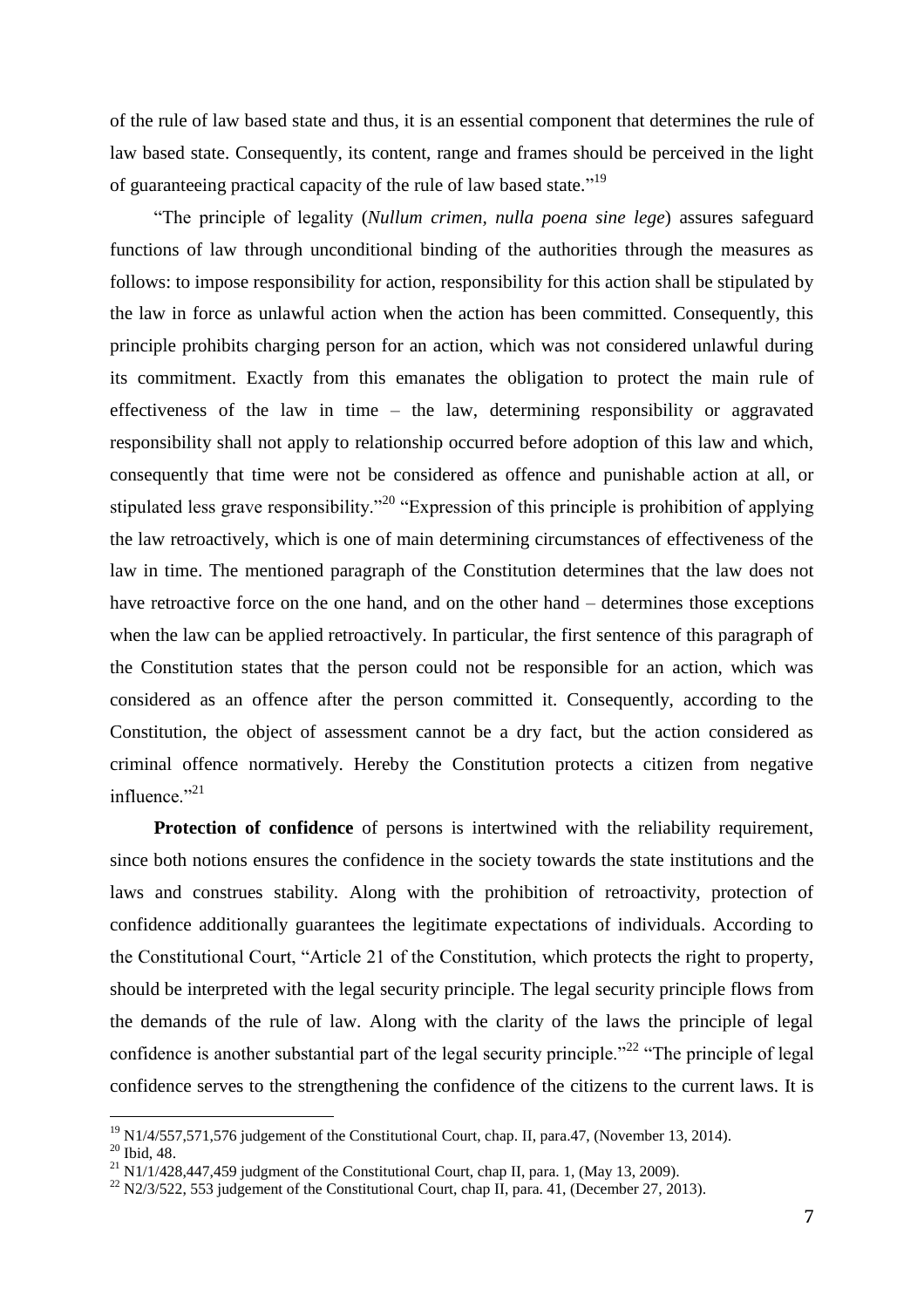of the rule of law based state and thus, it is an essential component that determines the rule of law based state. Consequently, its content, range and frames should be perceived in the light of guaranteeing practical capacity of the rule of law based state."[19]

"The principle of legality (*Nullum crimen, nulla poena sine lege*) assures safeguard functions of law through unconditional binding of the authorities through the measures as follows: to impose responsibility for action, responsibility for this action shall be stipulated by the law in force as unlawful action when the action has been committed. Consequently, this principle prohibits charging person for an action, which was not considered unlawful during its commitment. Exactly from this emanates the obligation to protect the main rule of effectiveness of the law in time – the law, determining responsibility or aggravated responsibility shall not apply to relationship occurred before adoption of this law and which, consequently that time were not be considered as offence and punishable action at all, or stipulated less grave responsibility."[20] "Expression of this principle is prohibition of applying the law retroactively, which is one of main determining circumstances of effectiveness of the law in time. The mentioned paragraph of the Constitution determines that the law does not have retroactive force on the one hand, and on the other hand – determines those exceptions when the law can be applied retroactively. In particular, the first sentence of this paragraph of the Constitution states that the person could not be responsible for an action, which was considered as an offence after the person committed it. Consequently, according to the Constitution, the object of assessment cannot be a dry fact, but the action considered as criminal offence normatively. Hereby the Constitution protects a citizen from negative influence."[21]

**Protection of confidence** of persons is intertwined with the reliability requirement, since both notions ensures the confidence in the society towards the state institutions and the laws and construes stability. Along with the prohibition of retroactivity, protection of confidence additionally guarantees the legitimate expectations of individuals. According to the Constitutional Court, "Article 21 of the Constitution, which protects the right to property, should be interpreted with the legal security principle. The legal security principle flows from the demands of the rule of law. Along with the clarity of the laws the principle of legal confidence is another substantial part of the legal security principle."[22] "The principle of legal confidence serves to the strengthening the confidence of the citizens to the current laws. It is

[19] N1/4/557,571,576 judgement of the Constitutional Court, chap. II, para.47, (November 13, 2014).

[20] Ibid, 48.

[21] N1/1/428,447,459 judgment of the Constitutional Court, chap II, para. 1, (May 13, 2009).

[22] N2/3/522, 553 judgement of the Constitutional Court, chap II, para. 41, (December 27, 2013).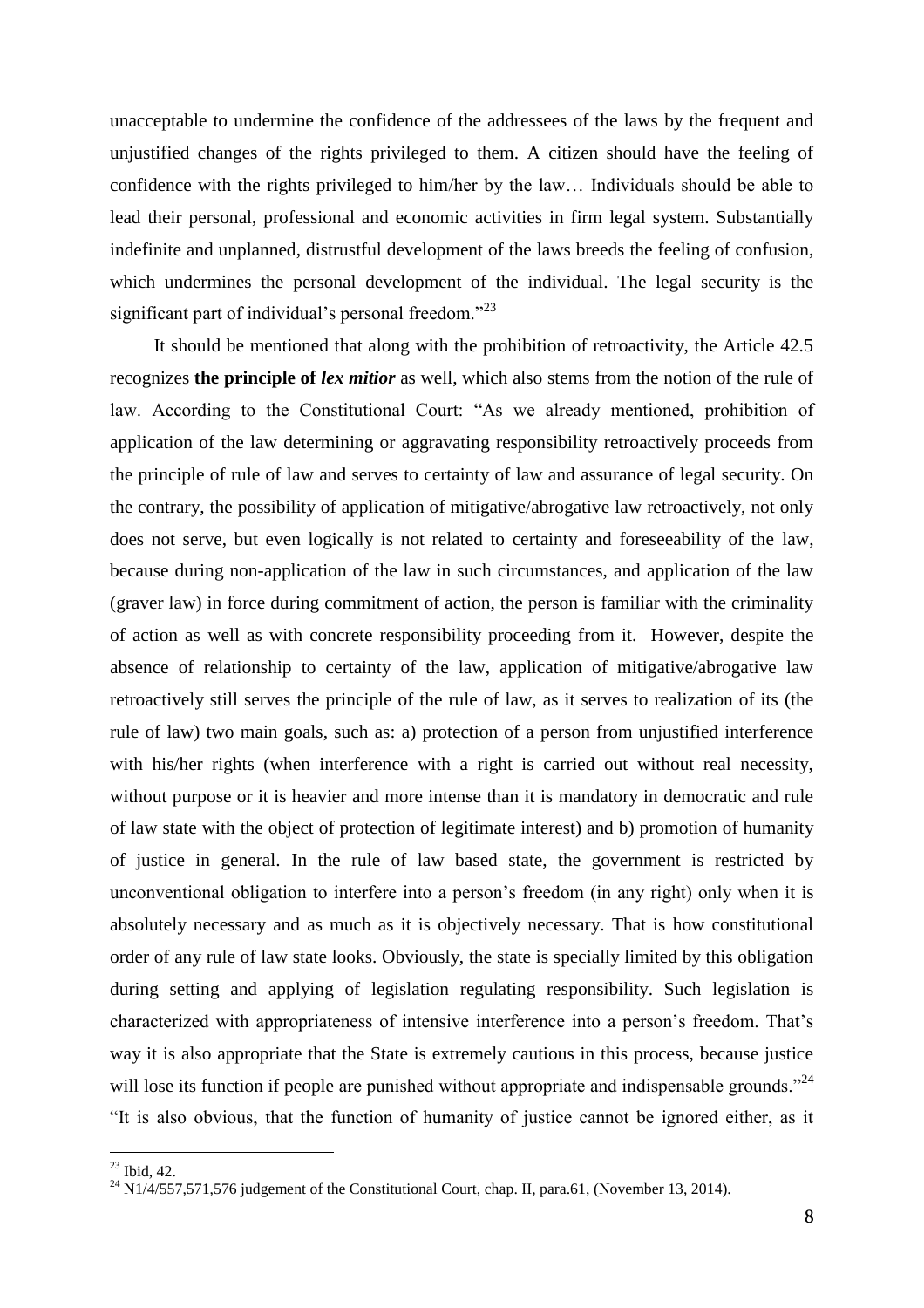unacceptable to undermine the confidence of the addressees of the laws by the frequent and unjustified changes of the rights privileged to them. A citizen should have the feeling of confidence with the rights privileged to him/her by the law… Individuals should be able to lead their personal, professional and economic activities in firm legal system. Substantially indefinite and unplanned, distrustful development of the laws breeds the feeling of confusion, which undermines the personal development of the individual. The legal security is the significant part of individual's personal freedom."[23]

It should be mentioned that along with the prohibition of retroactivity, the Article 42.5 recognizes **the principle of *lex mitior*** as well, which also stems from the notion of the rule of law. According to the Constitutional Court: "As we already mentioned, prohibition of application of the law determining or aggravating responsibility retroactively proceeds from the principle of rule of law and serves to certainty of law and assurance of legal security. On the contrary, the possibility of application of mitigative/abrogative law retroactively, not only does not serve, but even logically is not related to certainty and foreseeability of the law, because during non-application of the law in such circumstances, and application of the law (graver law) in force during commitment of action, the person is familiar with the criminality of action as well as with concrete responsibility proceeding from it. However, despite the absence of relationship to certainty of the law, application of mitigative/abrogative law retroactively still serves the principle of the rule of law, as it serves to realization of its (the rule of law) two main goals, such as: a) protection of a person from unjustified interference with his/her rights (when interference with a right is carried out without real necessity, without purpose or it is heavier and more intense than it is mandatory in democratic and rule of law state with the object of protection of legitimate interest) and b) promotion of humanity of justice in general. In the rule of law based state, the government is restricted by unconventional obligation to interfere into a person's freedom (in any right) only when it is absolutely necessary and as much as it is objectively necessary. That is how constitutional order of any rule of law state looks. Obviously, the state is specially limited by this obligation during setting and applying of legislation regulating responsibility. Such legislation is characterized with appropriateness of intensive interference into a person's freedom. That's way it is also appropriate that the State is extremely cautious in this process, because justice will lose its function if people are punished without appropriate and indispensable grounds."[24] "It is also obvious, that the function of humanity of justice cannot be ignored either, as it

[23] Ibid, 42.

[24] N1/4/557,571,576 judgement of the Constitutional Court, chap. II, para.61, (November 13, 2014).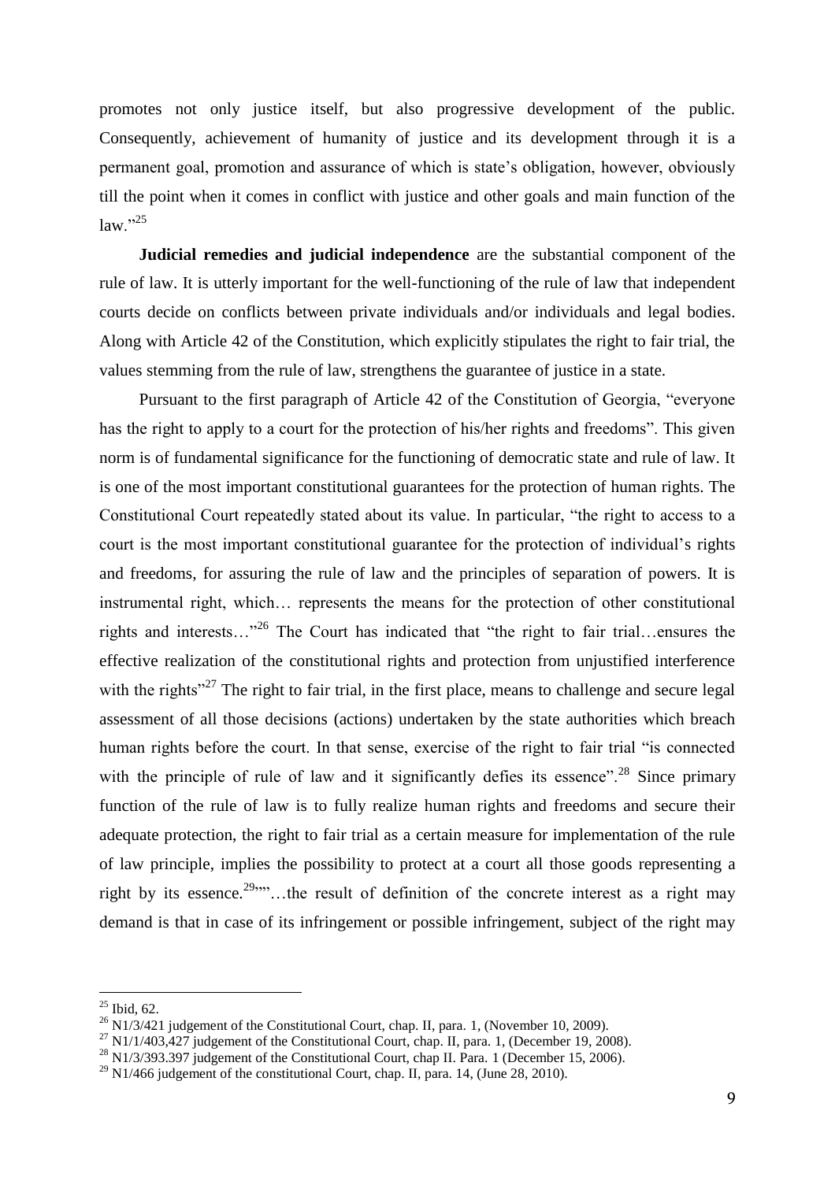promotes not only justice itself, but also progressive development of the public. Consequently, achievement of humanity of justice and its development through it is a permanent goal, promotion and assurance of which is state's obligation, however, obviously till the point when it comes in conflict with justice and other goals and main function of the law."[25]

**Judicial remedies and judicial independence** are the substantial component of the rule of law. It is utterly important for the well-functioning of the rule of law that independent courts decide on conflicts between private individuals and/or individuals and legal bodies. Along with Article 42 of the Constitution, which explicitly stipulates the right to fair trial, the values stemming from the rule of law, strengthens the guarantee of justice in a state.

Pursuant to the first paragraph of Article 42 of the Constitution of Georgia, "everyone has the right to apply to a court for the protection of his/her rights and freedoms". This given norm is of fundamental significance for the functioning of democratic state and rule of law. It is one of the most important constitutional guarantees for the protection of human rights. The Constitutional Court repeatedly stated about its value. In particular, "the right to access to a court is the most important constitutional guarantee for the protection of individual's rights and freedoms, for assuring the rule of law and the principles of separation of powers. It is instrumental right, which… represents the means for the protection of other constitutional rights and interests…"[26] The Court has indicated that "the right to fair trial…ensures the effective realization of the constitutional rights and protection from unjustified interference with the rights"[27] The right to fair trial, in the first place, means to challenge and secure legal assessment of all those decisions (actions) undertaken by the state authorities which breach human rights before the court. In that sense, exercise of the right to fair trial "is connected with the principle of rule of law and it significantly defies its essence".[28] Since primary function of the rule of law is to fully realize human rights and freedoms and secure their adequate protection, the right to fair trial as a certain measure for implementation of the rule of law principle, implies the possibility to protect at a court all those goods representing a right by its essence.[29]„"…the result of definition of the concrete interest as a right may demand is that in case of its infringement or possible infringement, subject of the right may

[25] Ibid, 62.

[26] N1/3/421 judgement of the Constitutional Court, chap. II, para. 1, (November 10, 2009).

[27] N1/1/403,427 judgement of the Constitutional Court, chap. II, para. 1, (December 19, 2008).

[28] N1/3/393.397 judgement of the Constitutional Court, chap II. Para. 1 (December 15, 2006).

[29] N1/466 judgement of the constitutional Court, chap. II, para. 14, (June 28, 2010).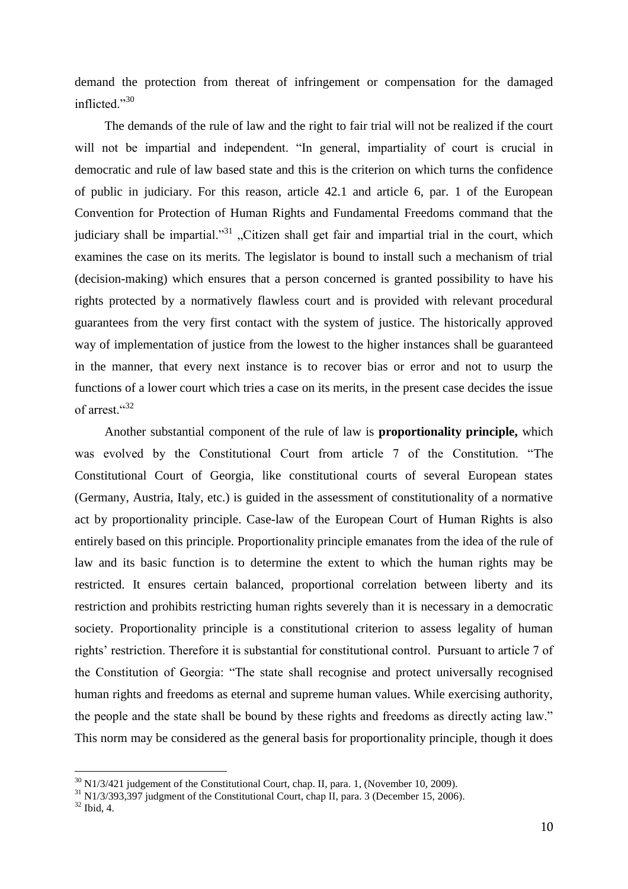demand the protection from thereat of infringement or compensation for the damaged inflicted."[30]

The demands of the rule of law and the right to fair trial will not be realized if the court will not be impartial and independent. "In general, impartiality of court is crucial in democratic and rule of law based state and this is the criterion on which turns the confidence of public in judiciary. For this reason, article 42.1 and article 6, par. 1 of the European Convention for Protection of Human Rights and Fundamental Freedoms command that the judiciary shall be impartial."[31] „Citizen shall get fair and impartial trial in the court, which examines the case on its merits. The legislator is bound to install such a mechanism of trial (decision-making) which ensures that a person concerned is granted possibility to have his rights protected by a normatively flawless court and is provided with relevant procedural guarantees from the very first contact with the system of justice. The historically approved way of implementation of justice from the lowest to the higher instances shall be guaranteed in the manner, that every next instance is to recover bias or error and not to usurp the functions of a lower court which tries a case on its merits, in the present case decides the issue of arrest."[32]

Another substantial component of the rule of law is **proportionality principle,** which was evolved by the Constitutional Court from article 7 of the Constitution. "The Constitutional Court of Georgia, like constitutional courts of several European states (Germany, Austria, Italy, etc.) is guided in the assessment of constitutionality of a normative act by proportionality principle. Case-law of the European Court of Human Rights is also entirely based on this principle. Proportionality principle emanates from the idea of the rule of law and its basic function is to determine the extent to which the human rights may be restricted. It ensures certain balanced, proportional correlation between liberty and its restriction and prohibits restricting human rights severely than it is necessary in a democratic society. Proportionality principle is a constitutional criterion to assess legality of human rights' restriction. Therefore it is substantial for constitutional control. Pursuant to article 7 of the Constitution of Georgia: "The state shall recognise and protect universally recognised human rights and freedoms as eternal and supreme human values. While exercising authority, the people and the state shall be bound by these rights and freedoms as directly acting law." This norm may be considered as the general basis for proportionality principle, though it does

---

[30] N1/3/421 judgement of the Constitutional Court, chap. II, para. 1, (November 10, 2009).

[31] N1/3/393,397 judgment of the Constitutional Court, chap II, para. 3 (December 15, 2006).

[32] Ibid, 4.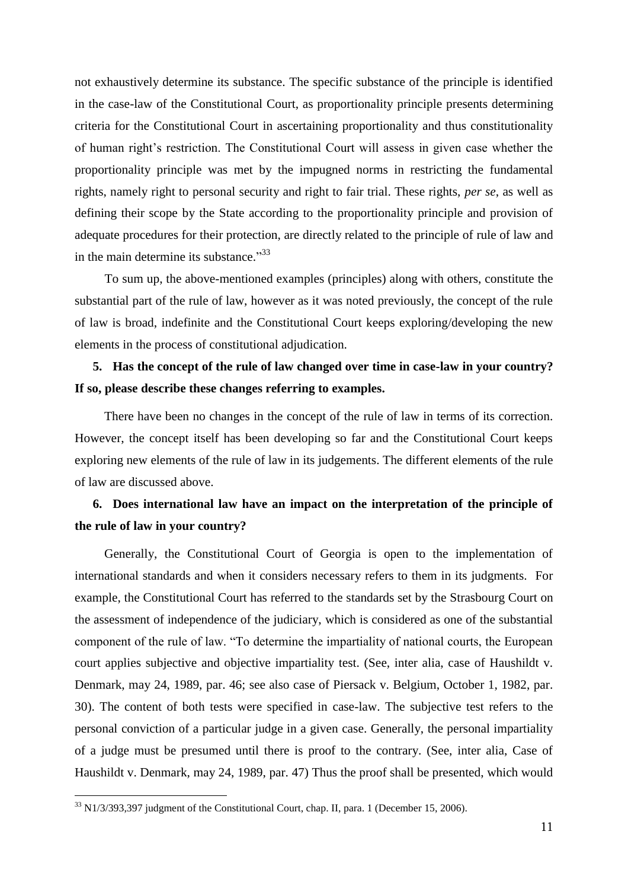not exhaustively determine its substance. The specific substance of the principle is identified in the case-law of the Constitutional Court, as proportionality principle presents determining criteria for the Constitutional Court in ascertaining proportionality and thus constitutionality of human right's restriction. The Constitutional Court will assess in given case whether the proportionality principle was met by the impugned norms in restricting the fundamental rights, namely right to personal security and right to fair trial. These rights, *per se*, as well as defining their scope by the State according to the proportionality principle and provision of adequate procedures for their protection, are directly related to the principle of rule of law and in the main determine its substance."[33]

To sum up, the above-mentioned examples (principles) along with others, constitute the substantial part of the rule of law, however as it was noted previously, the concept of the rule of law is broad, indefinite and the Constitutional Court keeps exploring/developing the new elements in the process of constitutional adjudication.

**5. Has the concept of the rule of law changed over time in case-law in your country? If so, please describe these changes referring to examples.**

There have been no changes in the concept of the rule of law in terms of its correction. However, the concept itself has been developing so far and the Constitutional Court keeps exploring new elements of the rule of law in its judgements. The different elements of the rule of law are discussed above.

**6. Does international law have an impact on the interpretation of the principle of the rule of law in your country?**

Generally, the Constitutional Court of Georgia is open to the implementation of international standards and when it considers necessary refers to them in its judgments. For example, the Constitutional Court has referred to the standards set by the Strasbourg Court on the assessment of independence of the judiciary, which is considered as one of the substantial component of the rule of law. "To determine the impartiality of national courts, the European court applies subjective and objective impartiality test. (See, inter alia, case of Haushildt v. Denmark, may 24, 1989, par. 46; see also case of Piersack v. Belgium, October 1, 1982, par. 30). The content of both tests were specified in case-law. The subjective test refers to the personal conviction of a particular judge in a given case. Generally, the personal impartiality of a judge must be presumed until there is proof to the contrary. (See, inter alia, Case of Haushildt v. Denmark, may 24, 1989, par. 47) Thus the proof shall be presented, which would

[33] N1/3/393,397 judgment of the Constitutional Court, chap. II, para. 1 (December 15, 2006).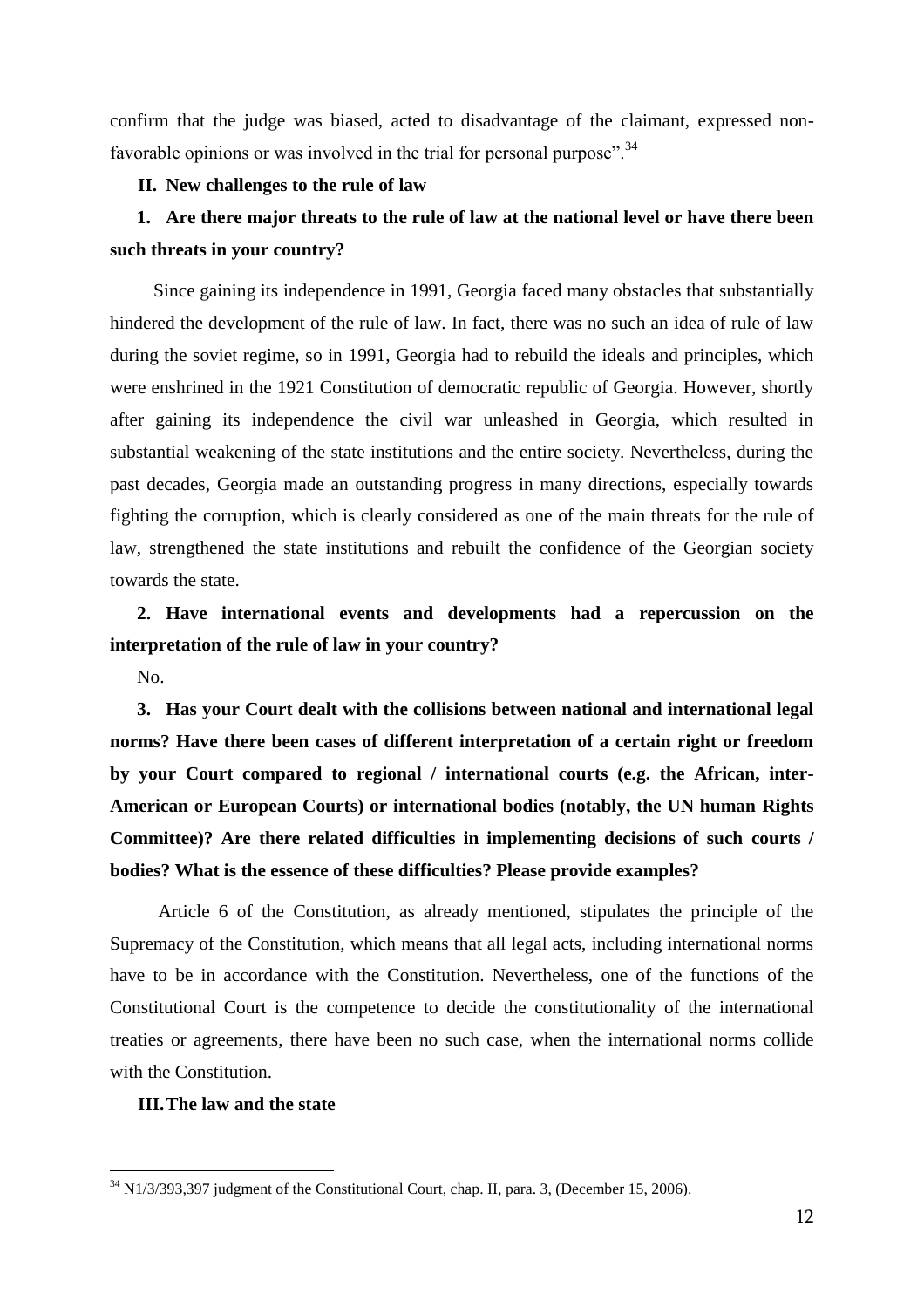confirm that the judge was biased, acted to disadvantage of the claimant, expressed non-favorable opinions or was involved in the trial for personal purpose".[34]

## II. New challenges to the rule of law

**1. Are there major threats to the rule of law at the national level or have there been such threats in your country?**

Since gaining its independence in 1991, Georgia faced many obstacles that substantially hindered the development of the rule of law. In fact, there was no such an idea of rule of law during the soviet regime, so in 1991, Georgia had to rebuild the ideals and principles, which were enshrined in the 1921 Constitution of democratic republic of Georgia. However, shortly after gaining its independence the civil war unleashed in Georgia, which resulted in substantial weakening of the state institutions and the entire society. Nevertheless, during the past decades, Georgia made an outstanding progress in many directions, especially towards fighting the corruption, which is clearly considered as one of the main threats for the rule of law, strengthened the state institutions and rebuilt the confidence of the Georgian society towards the state.

**2. Have international events and developments had a repercussion on the interpretation of the rule of law in your country?**

No.

**3. Has your Court dealt with the collisions between national and international legal norms? Have there been cases of different interpretation of a certain right or freedom by your Court compared to regional / international courts (e.g. the African, inter-American or European Courts) or international bodies (notably, the UN human Rights Committee)? Are there related difficulties in implementing decisions of such courts / bodies? What is the essence of these difficulties? Please provide examples?**

Article 6 of the Constitution, as already mentioned, stipulates the principle of the Supremacy of the Constitution, which means that all legal acts, including international norms have to be in accordance with the Constitution. Nevertheless, one of the functions of the Constitutional Court is the competence to decide the constitutionality of the international treaties or agreements, there have been no such case, when the international norms collide with the Constitution.

## III. The law and the state

[34] N1/3/393,397 judgment of the Constitutional Court, chap. II, para. 3, (December 15, 2006).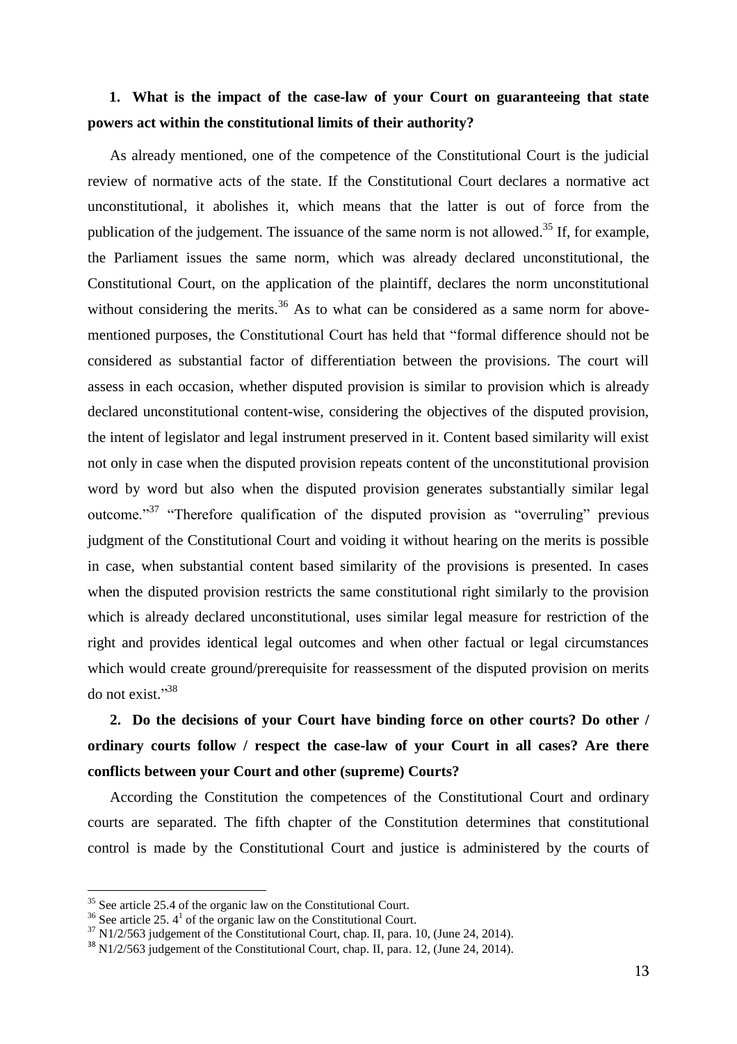**1. What is the impact of the case-law of your Court on guaranteeing that state powers act within the constitutional limits of their authority?**

As already mentioned, one of the competence of the Constitutional Court is the judicial review of normative acts of the state. If the Constitutional Court declares a normative act unconstitutional, it abolishes it, which means that the latter is out of force from the publication of the judgement. The issuance of the same norm is not allowed.[35] If, for example, the Parliament issues the same norm, which was already declared unconstitutional, the Constitutional Court, on the application of the plaintiff, declares the norm unconstitutional without considering the merits.[36] As to what can be considered as a same norm for above-mentioned purposes, the Constitutional Court has held that "formal difference should not be considered as substantial factor of differentiation between the provisions. The court will assess in each occasion, whether disputed provision is similar to provision which is already declared unconstitutional content-wise, considering the objectives of the disputed provision, the intent of legislator and legal instrument preserved in it. Content based similarity will exist not only in case when the disputed provision repeats content of the unconstitutional provision word by word but also when the disputed provision generates substantially similar legal outcome."[37] "Therefore qualification of the disputed provision as "overruling" previous judgment of the Constitutional Court and voiding it without hearing on the merits is possible in case, when substantial content based similarity of the provisions is presented. In cases when the disputed provision restricts the same constitutional right similarly to the provision which is already declared unconstitutional, uses similar legal measure for restriction of the right and provides identical legal outcomes and when other factual or legal circumstances which would create ground/prerequisite for reassessment of the disputed provision on merits do not exist."[38]

**2. Do the decisions of your Court have binding force on other courts? Do other / ordinary courts follow / respect the case-law of your Court in all cases? Are there conflicts between your Court and other (supreme) Courts?**

According the Constitution the competences of the Constitutional Court and ordinary courts are separated. The fifth chapter of the Constitution determines that constitutional control is made by the Constitutional Court and justice is administered by the courts of

---

[35] See article 25.4 of the organic law on the Constitutional Court.

[36] See article 25. 4[1] of the organic law on the Constitutional Court.

[37] N1/2/563 judgement of the Constitutional Court, chap. II, para. 10, (June 24, 2014).

[38] N1/2/563 judgement of the Constitutional Court, chap. II, para. 12, (June 24, 2014).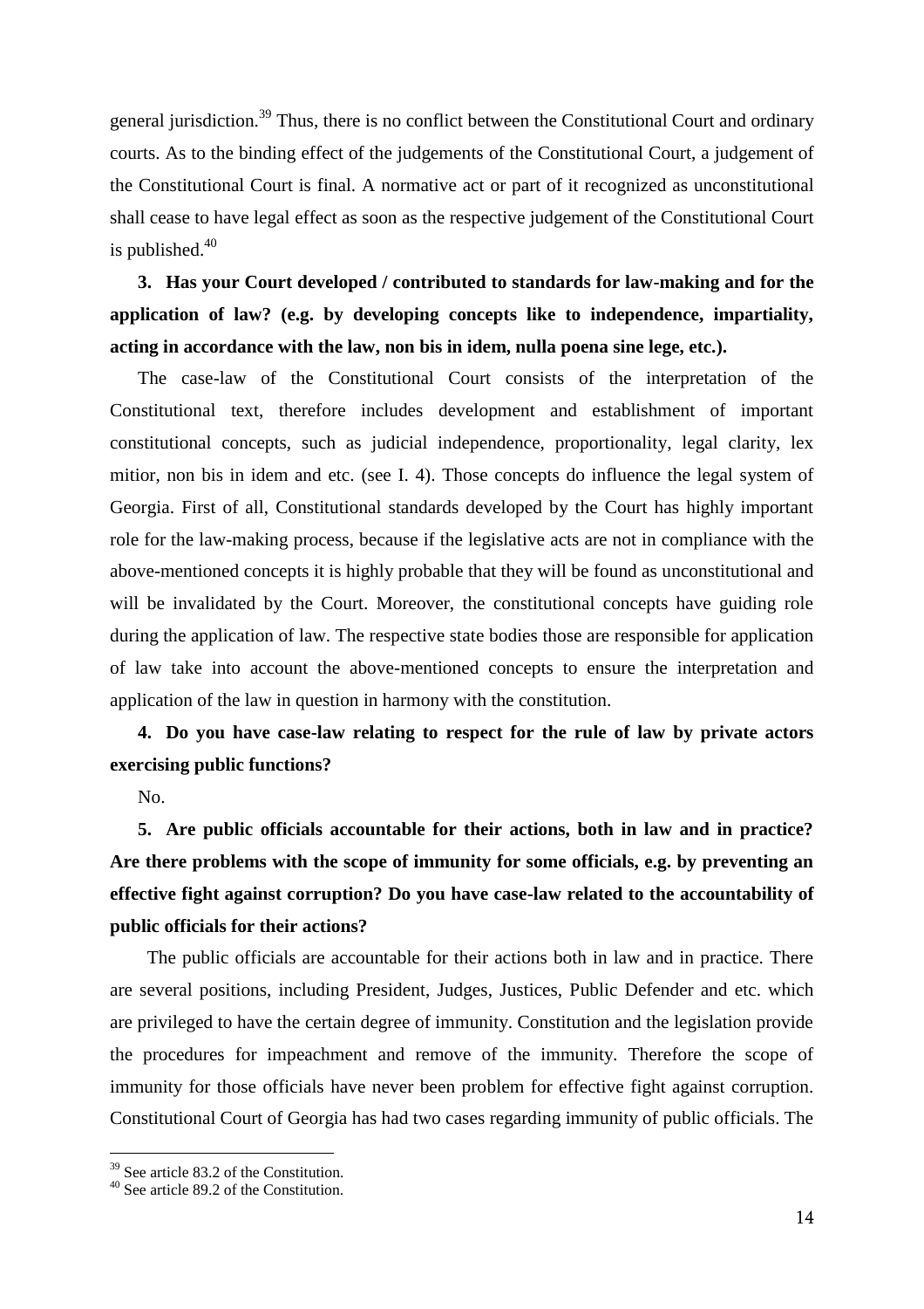general jurisdiction.[39] Thus, there is no conflict between the Constitutional Court and ordinary courts. As to the binding effect of the judgements of the Constitutional Court, a judgement of the Constitutional Court is final. A normative act or part of it recognized as unconstitutional shall cease to have legal effect as soon as the respective judgement of the Constitutional Court is published.[40]

**3. Has your Court developed / contributed to standards for law-making and for the application of law? (e.g. by developing concepts like to independence, impartiality, acting in accordance with the law, non bis in idem, nulla poena sine lege, etc.).**

The case-law of the Constitutional Court consists of the interpretation of the Constitutional text, therefore includes development and establishment of important constitutional concepts, such as judicial independence, proportionality, legal clarity, lex mitior, non bis in idem and etc. (see I. 4). Those concepts do influence the legal system of Georgia. First of all, Constitutional standards developed by the Court has highly important role for the law-making process, because if the legislative acts are not in compliance with the above-mentioned concepts it is highly probable that they will be found as unconstitutional and will be invalidated by the Court. Moreover, the constitutional concepts have guiding role during the application of law. The respective state bodies those are responsible for application of law take into account the above-mentioned concepts to ensure the interpretation and application of the law in question in harmony with the constitution.

**4. Do you have case-law relating to respect for the rule of law by private actors exercising public functions?**

No.

**5. Are public officials accountable for their actions, both in law and in practice? Are there problems with the scope of immunity for some officials, e.g. by preventing an effective fight against corruption? Do you have case-law related to the accountability of public officials for their actions?**

The public officials are accountable for their actions both in law and in practice. There are several positions, including President, Judges, Justices, Public Defender and etc. which are privileged to have the certain degree of immunity. Constitution and the legislation provide the procedures for impeachment and remove of the immunity. Therefore the scope of immunity for those officials have never been problem for effective fight against corruption. Constitutional Court of Georgia has had two cases regarding immunity of public officials. The

---

[39] See article 83.2 of the Constitution.

[40] See article 89.2 of the Constitution.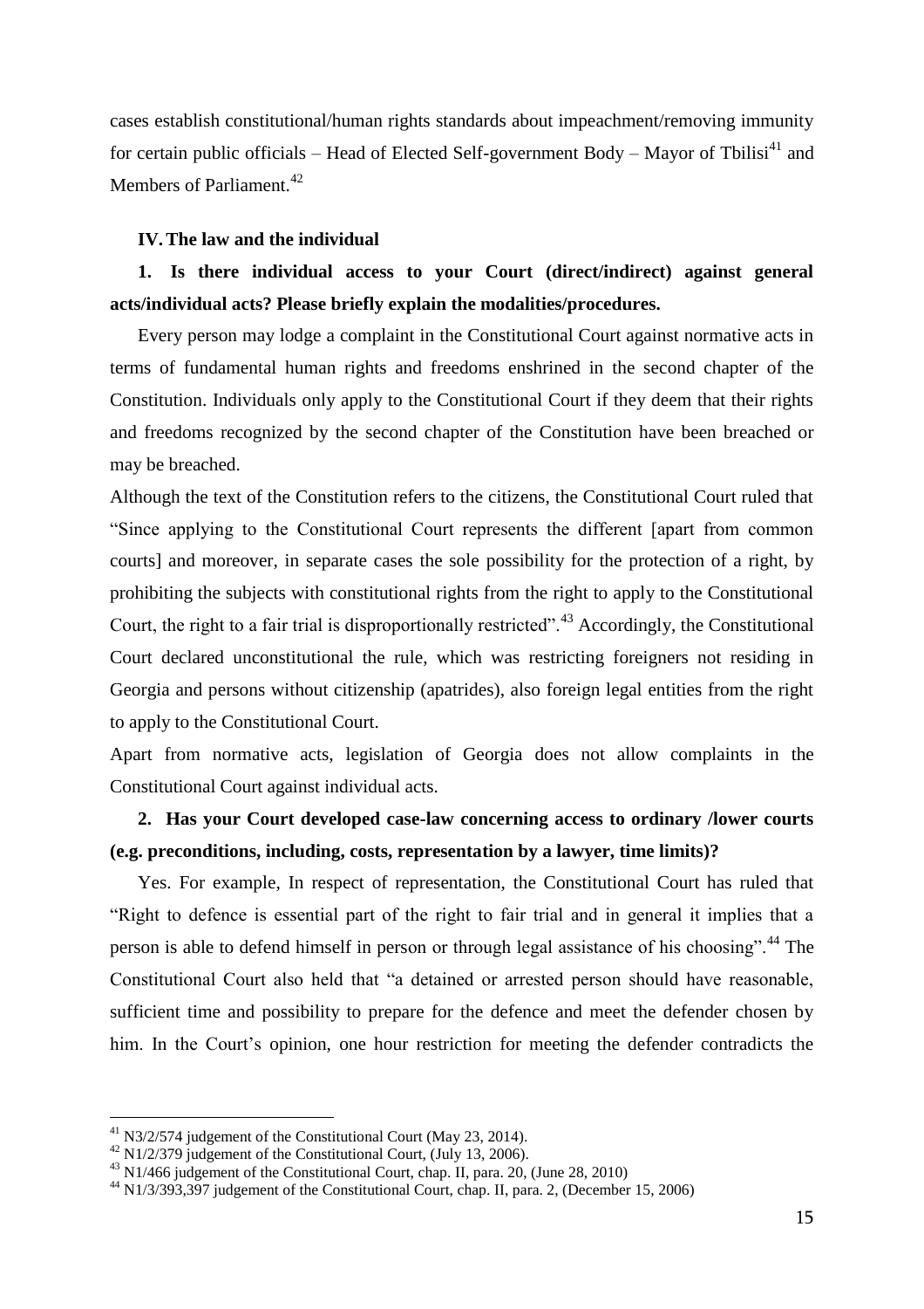cases establish constitutional/human rights standards about impeachment/removing immunity for certain public officials – Head of Elected Self-government Body – Mayor of Tbilisi[41] and Members of Parliament.[42]

## IV. The law and the individual

### 1. Is there individual access to your Court (direct/indirect) against general acts/individual acts? Please briefly explain the modalities/procedures.

Every person may lodge a complaint in the Constitutional Court against normative acts in terms of fundamental human rights and freedoms enshrined in the second chapter of the Constitution. Individuals only apply to the Constitutional Court if they deem that their rights and freedoms recognized by the second chapter of the Constitution have been breached or may be breached.

Although the text of the Constitution refers to the citizens, the Constitutional Court ruled that "Since applying to the Constitutional Court represents the different [apart from common courts] and moreover, in separate cases the sole possibility for the protection of a right, by prohibiting the subjects with constitutional rights from the right to apply to the Constitutional Court, the right to a fair trial is disproportionally restricted".[43] Accordingly, the Constitutional Court declared unconstitutional the rule, which was restricting foreigners not residing in Georgia and persons without citizenship (apatrides), also foreign legal entities from the right to apply to the Constitutional Court.

Apart from normative acts, legislation of Georgia does not allow complaints in the Constitutional Court against individual acts.

### 2. Has your Court developed case-law concerning access to ordinary /lower courts (e.g. preconditions, including, costs, representation by a lawyer, time limits)?

Yes. For example, In respect of representation, the Constitutional Court has ruled that "Right to defence is essential part of the right to fair trial and in general it implies that a person is able to defend himself in person or through legal assistance of his choosing".[44] The Constitutional Court also held that "a detained or arrested person should have reasonable, sufficient time and possibility to prepare for the defence and meet the defender chosen by him. In the Court's opinion, one hour restriction for meeting the defender contradicts the

---

[41] N3/2/574 judgement of the Constitutional Court (May 23, 2014).

[42] N1/2/379 judgement of the Constitutional Court, (July 13, 2006).

[43] N1/466 judgement of the Constitutional Court, chap. II, para. 20, (June 28, 2010)

[44] N1/3/393,397 judgement of the Constitutional Court, chap. II, para. 2, (December 15, 2006)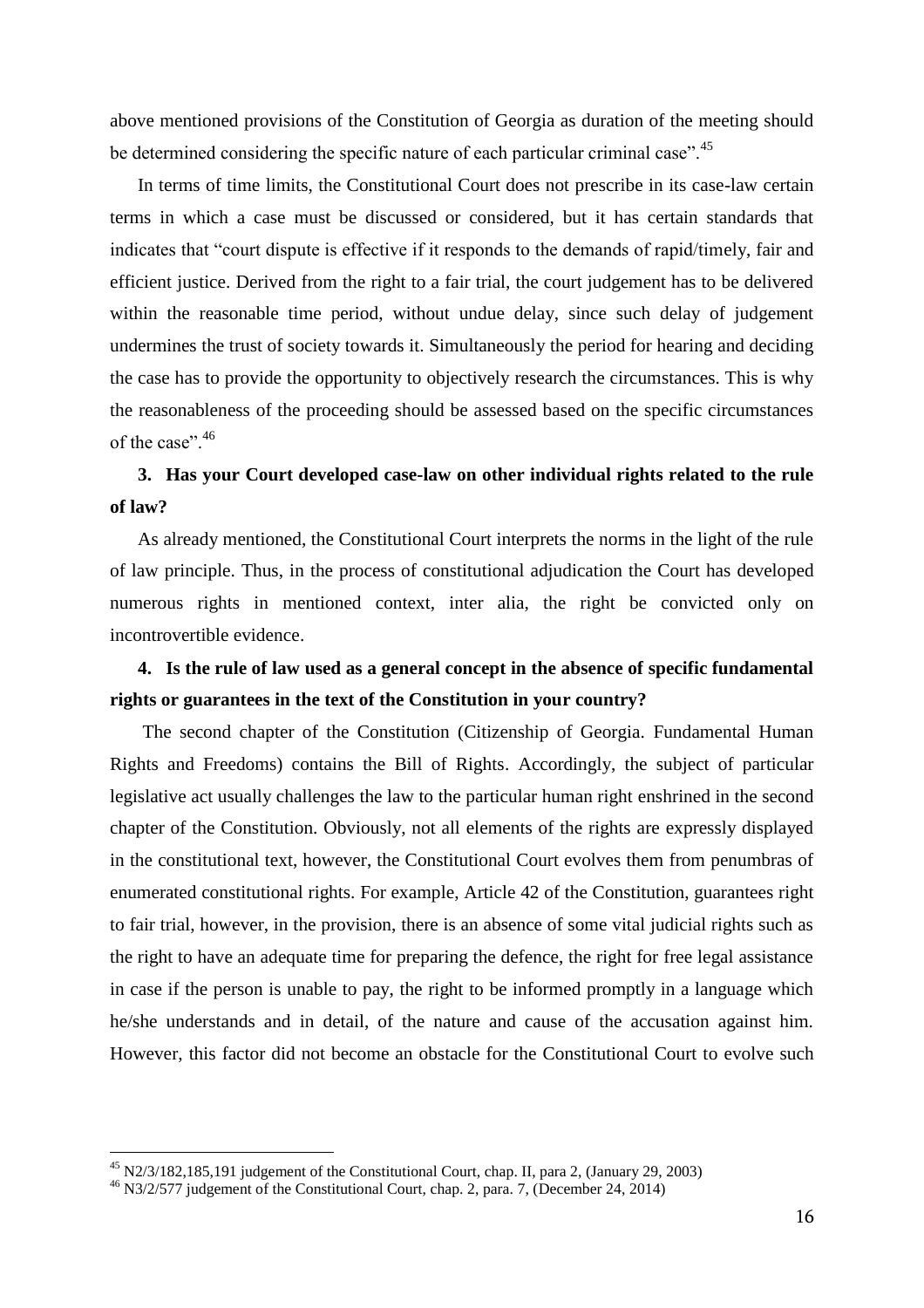above mentioned provisions of the Constitution of Georgia as duration of the meeting should be determined considering the specific nature of each particular criminal case".[45]

In terms of time limits, the Constitutional Court does not prescribe in its case-law certain terms in which a case must be discussed or considered, but it has certain standards that indicates that "court dispute is effective if it responds to the demands of rapid/timely, fair and efficient justice. Derived from the right to a fair trial, the court judgement has to be delivered within the reasonable time period, without undue delay, since such delay of judgement undermines the trust of society towards it. Simultaneously the period for hearing and deciding the case has to provide the opportunity to objectively research the circumstances. This is why the reasonableness of the proceeding should be assessed based on the specific circumstances of the case".[46]

**3. Has your Court developed case-law on other individual rights related to the rule of law?**

As already mentioned, the Constitutional Court interprets the norms in the light of the rule of law principle. Thus, in the process of constitutional adjudication the Court has developed numerous rights in mentioned context, inter alia, the right be convicted only on incontrovertible evidence.

**4. Is the rule of law used as a general concept in the absence of specific fundamental rights or guarantees in the text of the Constitution in your country?**

The second chapter of the Constitution (Citizenship of Georgia. Fundamental Human Rights and Freedoms) contains the Bill of Rights. Accordingly, the subject of particular legislative act usually challenges the law to the particular human right enshrined in the second chapter of the Constitution. Obviously, not all elements of the rights are expressly displayed in the constitutional text, however, the Constitutional Court evolves them from penumbras of enumerated constitutional rights. For example, Article 42 of the Constitution, guarantees right to fair trial, however, in the provision, there is an absence of some vital judicial rights such as the right to have an adequate time for preparing the defence, the right for free legal assistance in case if the person is unable to pay, the right to be informed promptly in a language which he/she understands and in detail, of the nature and cause of the accusation against him. However, this factor did not become an obstacle for the Constitutional Court to evolve such

---

[45] N2/3/182,185,191 judgement of the Constitutional Court, chap. II, para 2, (January 29, 2003)

[46] N3/2/577 judgement of the Constitutional Court, chap. 2, para. 7, (December 24, 2014)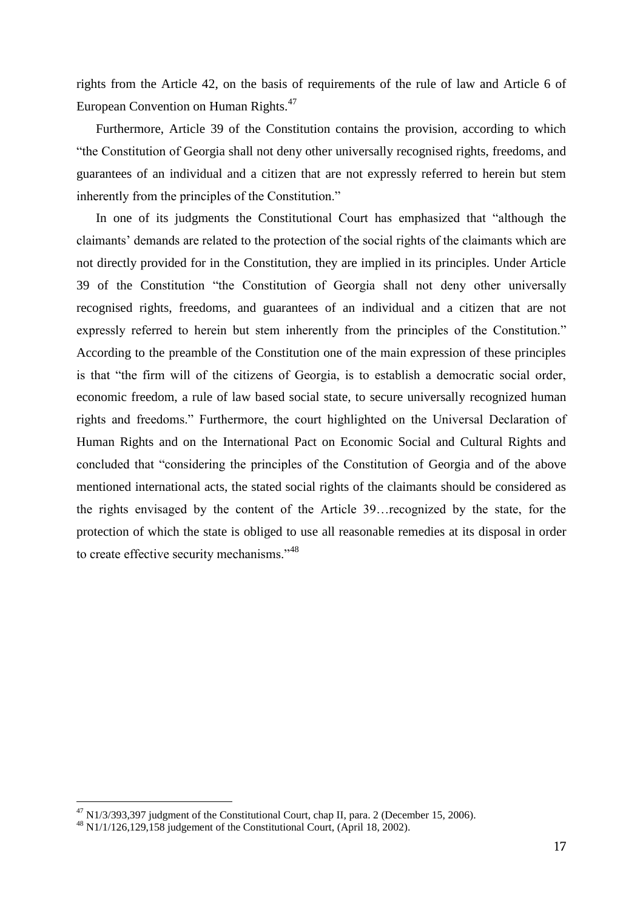rights from the Article 42, on the basis of requirements of the rule of law and Article 6 of European Convention on Human Rights.[47]

Furthermore, Article 39 of the Constitution contains the provision, according to which "the Constitution of Georgia shall not deny other universally recognised rights, freedoms, and guarantees of an individual and a citizen that are not expressly referred to herein but stem inherently from the principles of the Constitution."

In one of its judgments the Constitutional Court has emphasized that "although the claimants' demands are related to the protection of the social rights of the claimants which are not directly provided for in the Constitution, they are implied in its principles. Under Article 39 of the Constitution "the Constitution of Georgia shall not deny other universally recognised rights, freedoms, and guarantees of an individual and a citizen that are not expressly referred to herein but stem inherently from the principles of the Constitution." According to the preamble of the Constitution one of the main expression of these principles is that "the firm will of the citizens of Georgia, is to establish a democratic social order, economic freedom, a rule of law based social state, to secure universally recognized human rights and freedoms." Furthermore, the court highlighted on the Universal Declaration of Human Rights and on the International Pact on Economic Social and Cultural Rights and concluded that "considering the principles of the Constitution of Georgia and of the above mentioned international acts, the stated social rights of the claimants should be considered as the rights envisaged by the content of the Article 39…recognized by the state, for the protection of which the state is obliged to use all reasonable remedies at its disposal in order to create effective security mechanisms."[48]

---

[47] N1/3/393,397 judgment of the Constitutional Court, chap II, para. 2 (December 15, 2006).

[48] N1/1/126,129,158 judgement of the Constitutional Court, (April 18, 2002).